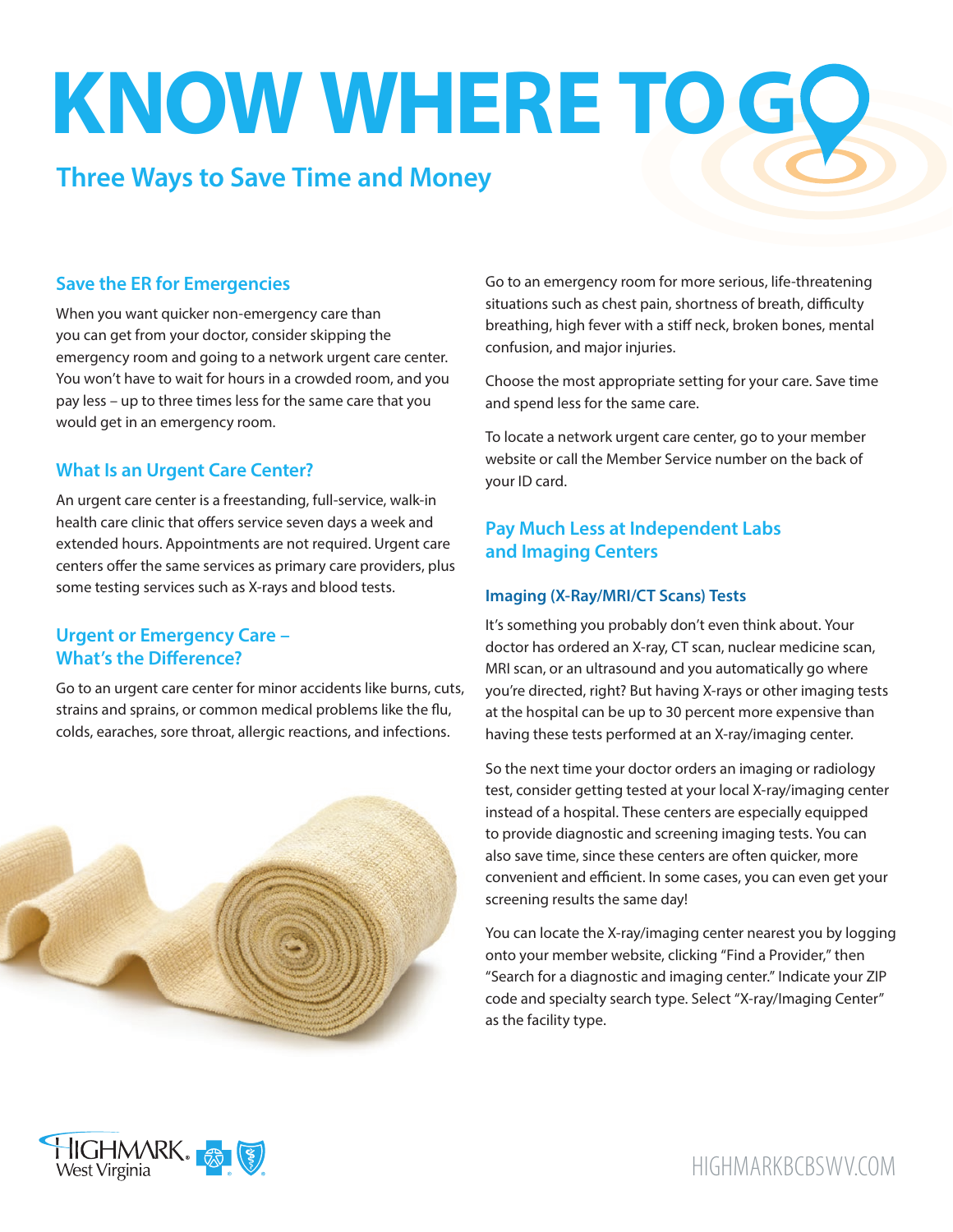# KNOW WHERE TO GO

## Three Ways to Save Time and Money

### Save the ER for Emergencies

When you want quicker non-emergency care than you can get from your doctor, consider skipping the emergency room and going to a network urgent care center. You won't have to wait for hours in a crowded room, and you pay less – up to three times less for the same care that you would get in an emergency room.

### What Is an Urgent Care Center?

An urgent care center is a freestanding, full-service, walk-in health care clinic that offers service seven days a week and extended hours. Appointments are not required. Urgent care centers offer the same services as primary care providers, plus some testing services such as X-rays and blood tests.

### Urgent or Emergency Care – What's the Difference?

Go to an urgent care center for minor accidents like burns, cuts, strains and sprains, or common medical problems like the flu, colds, earaches, sore throat, allergic reactions, and infections.

Go to an emergency room for more serious, life-threatening situations such as chest pain, shortness of breath, difficulty breathing, high fever with a stiff neck, broken bones, mental confusion, and major injuries.

Choose the most appropriate setting for your care. Save time and spend less for the same care.

To locate a network urgent care center, go to your member website or call the Member Service number on the back of your ID card.

### Pay Much Less at Independent Labs and Imaging Centers

#### Imaging (X-Ray/MRI/CT Scans) Tests

It's something you probably don't even think about. Your doctor has ordered an X-ray, CT scan, nuclear medicine scan, MRI scan, or an ultrasound and you automatically go where you're directed, right? But having X-rays or other imaging tests at the hospital can be up to 30 percent more expensive than having these tests performed at an X-ray/imaging center.

So the next time your doctor orders an imaging or radiology test, consider getting tested at your local X-ray/imaging center instead of a hospital. These centers are especially equipped to provide diagnostic and screening imaging tests. You can also save time, since these centers are often quicker, more convenient and efficient. In some cases, you can even get your screening results the same day!

You can locate the X-ray/imaging center nearest you by logging onto your member website, clicking "Find a Provider," then "Search for a diagnostic and imaging center." Indicate your ZIP code and specialty search type. Select "X-ray/Imaging Center" as the facility type.

HIGHMARK West Virginia

HIGHMARKBCBSWV.COM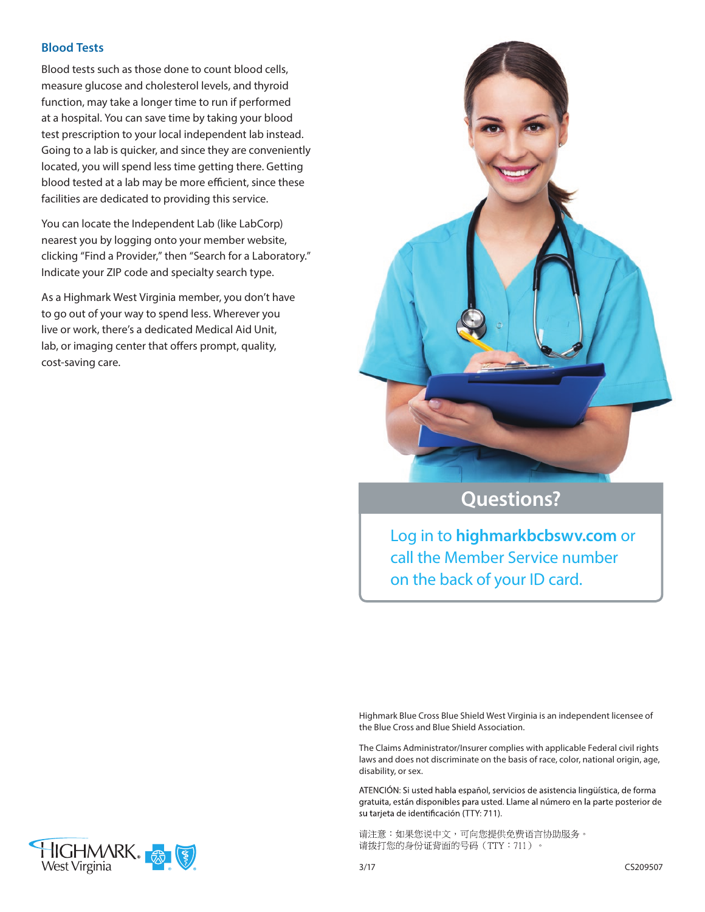## Blood Tests

Blood tests such as those done to count blood cells, measure glucose and cholesterol levels, and thyroid function, may take a longer time to run if performed at a hospital. You can save time by taking your blood test prescription to your local independent lab instead. Going to a lab is quicker, and since they are conveniently located, you will spend less time getting there. Getting blood tested at a lab may be more efficient, since these facilities are dedicated to providing this service.

You can locate the Independent Lab (like LabCorp) nearest you by logging onto your member website, clicking "Find a Provider," then "Search for a Laboratory." Indicate your ZIP code and specialty search type.

As a Highmark West Virginia member, you don't have to go out of your way to spend less. Wherever you live or work, there's a dedicated Medical Aid Unit, lab, or imaging center that offers prompt, quality, cost-saving care.

## Questions?

Log in to **highmarkbcbswv.com** or call the Member Service number on the back of your ID card.

Highmark Blue Cross Blue Shield West Virginia is an independent licensee of the Blue Cross and Blue Shield Association.

The Claims Administrator/Insurer complies with applicable Federal civil rights laws and does not discriminate on the basis of race, color, national origin, age, disability, or sex.

ATENCIÓN: Si usted habla español, servicios de asistencia lingüística, de forma gratuita, están disponibles para usted. Llame al número en la parte posterior de su tarjeta de identificación (TTY: 711).

请注意：如果您说中文，可向您提供免费语言协助服务。
请拨打您的身份证背面的号码（TTY：711）。

Highmark West Virginia

3/17 CS209507